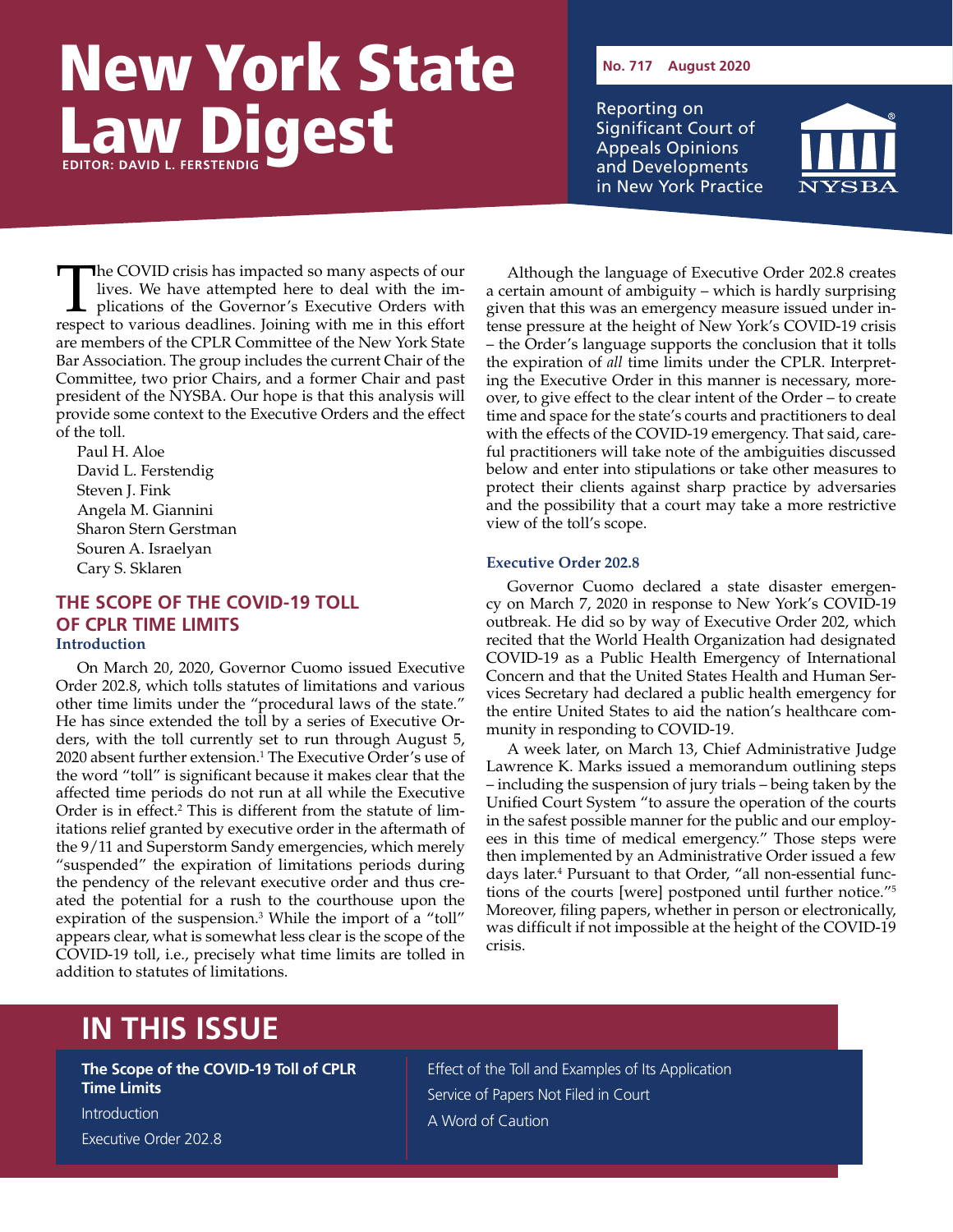# New York State Law Digest

EDITOR: DAVID L. FERSTENDIG

**No. 717 August 2020**

Reporting on Significant Court of Appeals Opinions and Developments in New York Practice

The COVID crisis has impacted so many aspects of our lives. We have attempted here to deal with the implications of the Governor's Executive Orders with respect to various deadlines. Joining with me in this effort are members of the CPLR Committee of the New York State Bar Association. The group includes the current Chair of the Committee, two prior Chairs, and a former Chair and past president of the NYSBA. Our hope is that this analysis will provide some context to the Executive Orders and the effect of the toll.

Paul H. Aloe
David L. Ferstendig
Steven J. Fink
Angela M. Giannini
Sharon Stern Gerstman
Souren A. Israelyan
Cary S. Sklaren

## THE SCOPE OF THE COVID-19 TOLL OF CPLR TIME LIMITS

### Introduction

On March 20, 2020, Governor Cuomo issued Executive Order 202.8, which tolls statutes of limitations and various other time limits under the "procedural laws of the state." He has since extended the toll by a series of Executive Orders, with the toll currently set to run through August 5, 2020 absent further extension.[1] The Executive Order's use of the word "toll" is significant because it makes clear that the affected time periods do not run at all while the Executive Order is in effect.[2] This is different from the statute of limitations relief granted by executive order in the aftermath of the 9/11 and Superstorm Sandy emergencies, which merely "suspended" the expiration of limitations periods during the pendency of the relevant executive order and thus created the potential for a rush to the courthouse upon the expiration of the suspension.[3] While the import of a "toll" appears clear, what is somewhat less clear is the scope of the COVID-19 toll, i.e., precisely what time limits are tolled in addition to statutes of limitations.

Although the language of Executive Order 202.8 creates a certain amount of ambiguity – which is hardly surprising given that this was an emergency measure issued under intense pressure at the height of New York's COVID-19 crisis – the Order's language supports the conclusion that it tolls the expiration of *all* time limits under the CPLR. Interpreting the Executive Order in this manner is necessary, moreover, to give effect to the clear intent of the Order – to create time and space for the state's courts and practitioners to deal with the effects of the COVID-19 emergency. That said, careful practitioners will take note of the ambiguities discussed below and enter into stipulations or take other measures to protect their clients against sharp practice by adversaries and the possibility that a court may take a more restrictive view of the toll's scope.

### Executive Order 202.8

Governor Cuomo declared a state disaster emergency on March 7, 2020 in response to New York's COVID-19 outbreak. He did so by way of Executive Order 202, which recited that the World Health Organization had designated COVID-19 as a Public Health Emergency of International Concern and that the United States Health and Human Services Secretary had declared a public health emergency for the entire United States to aid the nation's healthcare community in responding to COVID-19.

A week later, on March 13, Chief Administrative Judge Lawrence K. Marks issued a memorandum outlining steps – including the suspension of jury trials – being taken by the Unified Court System "to assure the operation of the courts in the safest possible manner for the public and our employees in this time of medical emergency." Those steps were then implemented by an Administrative Order issued a few days later.[4] Pursuant to that Order, "all non-essential functions of the courts [were] postponed until further notice."[5] Moreover, filing papers, whether in person or electronically, was difficult if not impossible at the height of the COVID-19 crisis.

## IN THIS ISSUE

**The Scope of the COVID-19 Toll of CPLR Time Limits**
- Introduction
- Executive Order 202.8
- Effect of the Toll and Examples of Its Application
- Service of Papers Not Filed in Court
- A Word of Caution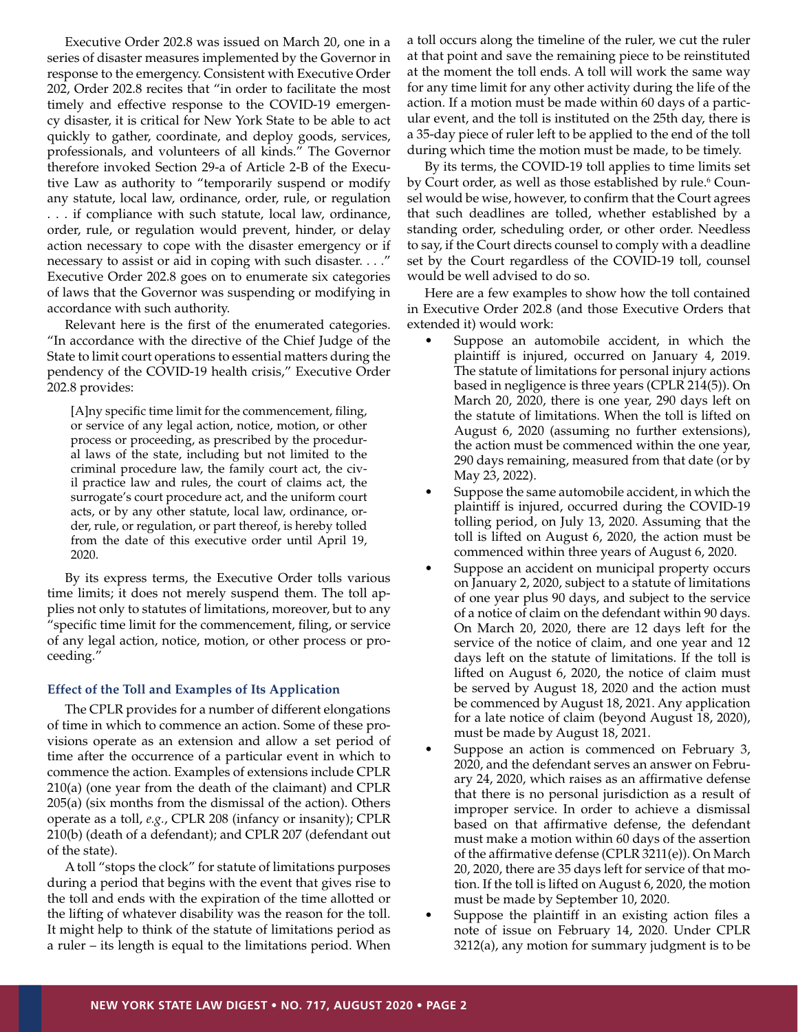Executive Order 202.8 was issued on March 20, one in a series of disaster measures implemented by the Governor in response to the emergency. Consistent with Executive Order 202, Order 202.8 recites that "in order to facilitate the most timely and effective response to the COVID-19 emergency disaster, it is critical for New York State to be able to act quickly to gather, coordinate, and deploy goods, services, professionals, and volunteers of all kinds." The Governor therefore invoked Section 29-a of Article 2-B of the Executive Law as authority to "temporarily suspend or modify any statute, local law, ordinance, order, rule, or regulation . . . if compliance with such statute, local law, ordinance, order, rule, or regulation would prevent, hinder, or delay action necessary to cope with the disaster emergency or if necessary to assist or aid in coping with such disaster. . . ." Executive Order 202.8 goes on to enumerate six categories of laws that the Governor was suspending or modifying in accordance with such authority.

Relevant here is the first of the enumerated categories. "In accordance with the directive of the Chief Judge of the State to limit court operations to essential matters during the pendency of the COVID-19 health crisis," Executive Order 202.8 provides:

> [A]ny specific time limit for the commencement, filing, or service of any legal action, notice, motion, or other process or proceeding, as prescribed by the procedural laws of the state, including but not limited to the criminal procedure law, the family court act, the civil practice law and rules, the court of claims act, the surrogate's court procedure act, and the uniform court acts, or by any other statute, local law, ordinance, order, rule, or regulation, or part thereof, is hereby tolled from the date of this executive order until April 19, 2020.

By its express terms, the Executive Order tolls various time limits; it does not merely suspend them. The toll applies not only to statutes of limitations, moreover, but to any "specific time limit for the commencement, filing, or service of any legal action, notice, motion, or other process or proceeding."

### Effect of the Toll and Examples of Its Application

The CPLR provides for a number of different elongations of time in which to commence an action. Some of these provisions operate as an extension and allow a set period of time after the occurrence of a particular event in which to commence the action. Examples of extensions include CPLR 210(a) (one year from the death of the claimant) and CPLR 205(a) (six months from the dismissal of the action). Others operate as a toll, *e.g.*, CPLR 208 (infancy or insanity); CPLR 210(b) (death of a defendant); and CPLR 207 (defendant out of the state).

A toll "stops the clock" for statute of limitations purposes during a period that begins with the event that gives rise to the toll and ends with the expiration of the time allotted or the lifting of whatever disability was the reason for the toll. It might help to think of the statute of limitations period as a ruler – its length is equal to the limitations period. When a toll occurs along the timeline of the ruler, we cut the ruler at that point and save the remaining piece to be reinstituted at the moment the toll ends. A toll will work the same way for any time limit for any other activity during the life of the action. If a motion must be made within 60 days of a particular event, and the toll is instituted on the 25th day, there is a 35-day piece of ruler left to be applied to the end of the toll during which time the motion must be made, to be timely.

By its terms, the COVID-19 toll applies to time limits set by Court order, as well as those established by rule.[6] Counsel would be wise, however, to confirm that the Court agrees that such deadlines are tolled, whether established by a standing order, scheduling order, or other order. Needless to say, if the Court directs counsel to comply with a deadline set by the Court regardless of the COVID-19 toll, counsel would be well advised to do so.

Here are a few examples to show how the toll contained in Executive Order 202.8 (and those Executive Orders that extended it) would work:

- Suppose an automobile accident, in which the plaintiff is injured, occurred on January 4, 2019. The statute of limitations for personal injury actions based in negligence is three years (CPLR 214(5)). On March 20, 2020, there is one year, 290 days left on the statute of limitations. When the toll is lifted on August 6, 2020 (assuming no further extensions), the action must be commenced within the one year, 290 days remaining, measured from that date (or by May 23, 2022).
- Suppose the same automobile accident, in which the plaintiff is injured, occurred during the COVID-19 tolling period, on July 13, 2020. Assuming that the toll is lifted on August 6, 2020, the action must be commenced within three years of August 6, 2020.
- Suppose an accident on municipal property occurs on January 2, 2020, subject to a statute of limitations of one year plus 90 days, and subject to the service of a notice of claim on the defendant within 90 days. On March 20, 2020, there are 12 days left for the service of the notice of claim, and one year and 12 days left on the statute of limitations. If the toll is lifted on August 6, 2020, the notice of claim must be served by August 18, 2020 and the action must be commenced by August 18, 2021. Any application for a late notice of claim (beyond August 18, 2020), must be made by August 18, 2021.
- Suppose an action is commenced on February 3, 2020, and the defendant serves an answer on February 24, 2020, which raises as an affirmative defense that there is no personal jurisdiction as a result of improper service. In order to achieve a dismissal based on that affirmative defense, the defendant must make a motion within 60 days of the assertion of the affirmative defense (CPLR 3211(e)). On March 20, 2020, there are 35 days left for service of that motion. If the toll is lifted on August 6, 2020, the motion must be made by September 10, 2020.
- Suppose the plaintiff in an existing action files a note of issue on February 14, 2020. Under CPLR 3212(a), any motion for summary judgment is to be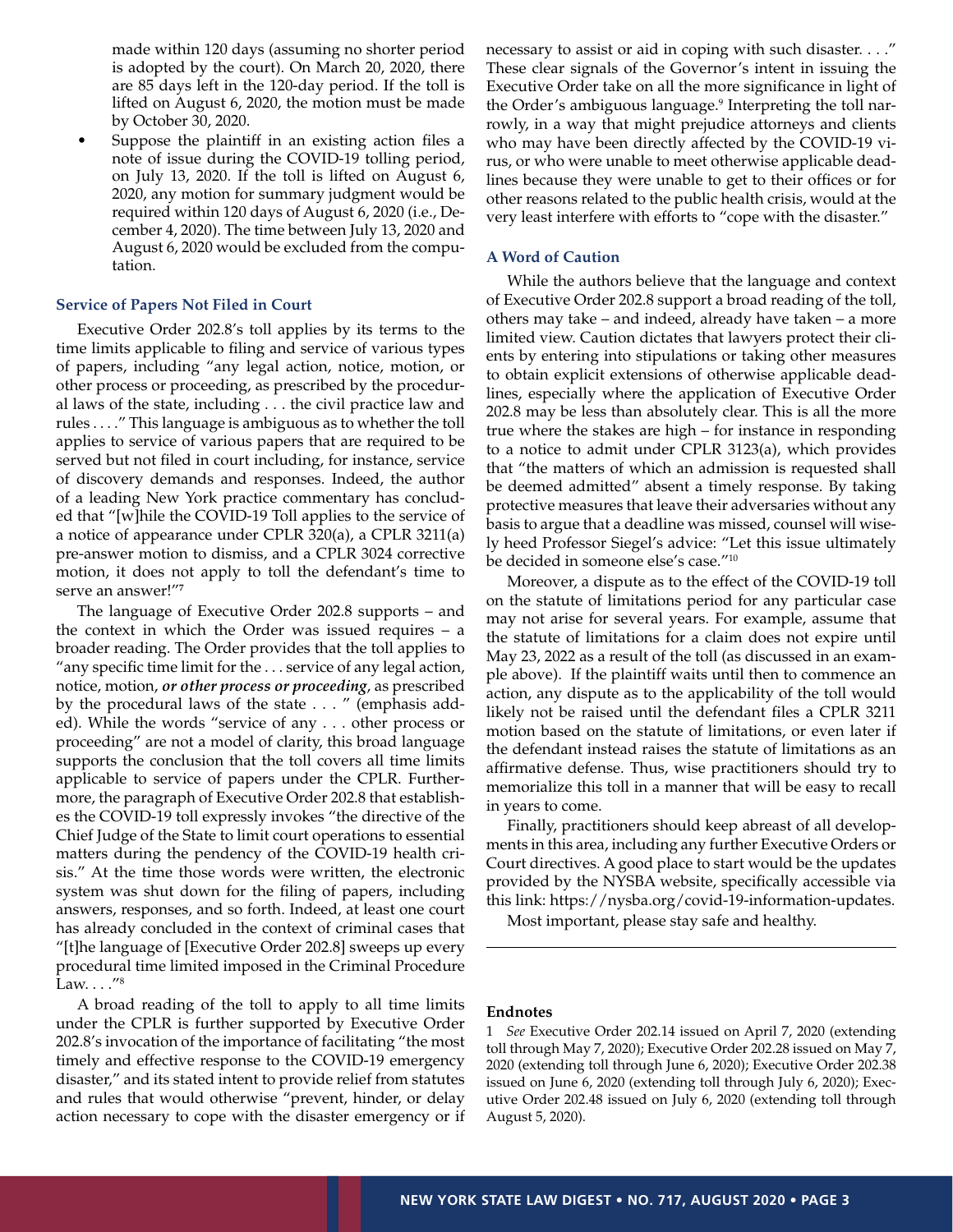made within 120 days (assuming no shorter period is adopted by the court). On March 20, 2020, there are 85 days left in the 120-day period. If the toll is lifted on August 6, 2020, the motion must be made by October 30, 2020.

- Suppose the plaintiff in an existing action files a note of issue during the COVID-19 tolling period, on July 13, 2020. If the toll is lifted on August 6, 2020, any motion for summary judgment would be required within 120 days of August 6, 2020 (i.e., December 4, 2020). The time between July 13, 2020 and August 6, 2020 would be excluded from the computation.

### Service of Papers Not Filed in Court

Executive Order 202.8's toll applies by its terms to the time limits applicable to filing and service of various types of papers, including "any legal action, notice, motion, or other process or proceeding, as prescribed by the procedural laws of the state, including . . . the civil practice law and rules . . . ." This language is ambiguous as to whether the toll applies to service of various papers that are required to be served but not filed in court including, for instance, service of discovery demands and responses. Indeed, the author of a leading New York practice commentary has concluded that "[w]hile the COVID-19 Toll applies to the service of a notice of appearance under CPLR 320(a), a CPLR 3211(a) pre-answer motion to dismiss, and a CPLR 3024 corrective motion, it does not apply to toll the defendant's time to serve an answer!"[7]

The language of Executive Order 202.8 supports – and the context in which the Order was issued requires – a broader reading. The Order provides that the toll applies to "any specific time limit for the . . . service of any legal action, notice, motion, ***or other process or proceeding***, as prescribed by the procedural laws of the state . . . " (emphasis added). While the words "service of any . . . other process or proceeding" are not a model of clarity, this broad language supports the conclusion that the toll covers all time limits applicable to service of papers under the CPLR. Furthermore, the paragraph of Executive Order 202.8 that establishes the COVID-19 toll expressly invokes "the directive of the Chief Judge of the State to limit court operations to essential matters during the pendency of the COVID-19 health crisis." At the time those words were written, the electronic system was shut down for the filing of papers, including answers, responses, and so forth. Indeed, at least one court has already concluded in the context of criminal cases that "[t]he language of [Executive Order 202.8] sweeps up every procedural time limited imposed in the Criminal Procedure Law. . . ."[8]

A broad reading of the toll to apply to all time limits under the CPLR is further supported by Executive Order 202.8's invocation of the importance of facilitating "the most timely and effective response to the COVID-19 emergency disaster," and its stated intent to provide relief from statutes and rules that would otherwise "prevent, hinder, or delay action necessary to cope with the disaster emergency or if necessary to assist or aid in coping with such disaster. . . ." These clear signals of the Governor's intent in issuing the Executive Order take on all the more significance in light of the Order's ambiguous language.[9] Interpreting the toll narrowly, in a way that might prejudice attorneys and clients who may have been directly affected by the COVID-19 virus, or who were unable to meet otherwise applicable deadlines because they were unable to get to their offices or for other reasons related to the public health crisis, would at the very least interfere with efforts to "cope with the disaster."

### A Word of Caution

While the authors believe that the language and context of Executive Order 202.8 support a broad reading of the toll, others may take – and indeed, already have taken – a more limited view. Caution dictates that lawyers protect their clients by entering into stipulations or taking other measures to obtain explicit extensions of otherwise applicable deadlines, especially where the application of Executive Order 202.8 may be less than absolutely clear. This is all the more true where the stakes are high – for instance in responding to a notice to admit under CPLR 3123(a), which provides that "the matters of which an admission is requested shall be deemed admitted" absent a timely response. By taking protective measures that leave their adversaries without any basis to argue that a deadline was missed, counsel will wisely heed Professor Siegel's advice: "Let this issue ultimately be decided in someone else's case."[10]

Moreover, a dispute as to the effect of the COVID-19 toll on the statute of limitations period for any particular case may not arise for several years. For example, assume that the statute of limitations for a claim does not expire until May 23, 2022 as a result of the toll (as discussed in an example above). If the plaintiff waits until then to commence an action, any dispute as to the applicability of the toll would likely not be raised until the defendant files a CPLR 3211 motion based on the statute of limitations, or even later if the defendant instead raises the statute of limitations as an affirmative defense. Thus, wise practitioners should try to memorialize this toll in a manner that will be easy to recall in years to come.

Finally, practitioners should keep abreast of all developments in this area, including any further Executive Orders or Court directives. A good place to start would be the updates provided by the NYSBA website, specifically accessible via this link: https://nysba.org/covid-19-information-updates.

Most important, please stay safe and healthy.

---

### Endnotes

1 *See* Executive Order 202.14 issued on April 7, 2020 (extending toll through May 7, 2020); Executive Order 202.28 issued on May 7, 2020 (extending toll through June 6, 2020); Executive Order 202.38 issued on June 6, 2020 (extending toll through July 6, 2020); Executive Order 202.48 issued on July 6, 2020 (extending toll through August 5, 2020).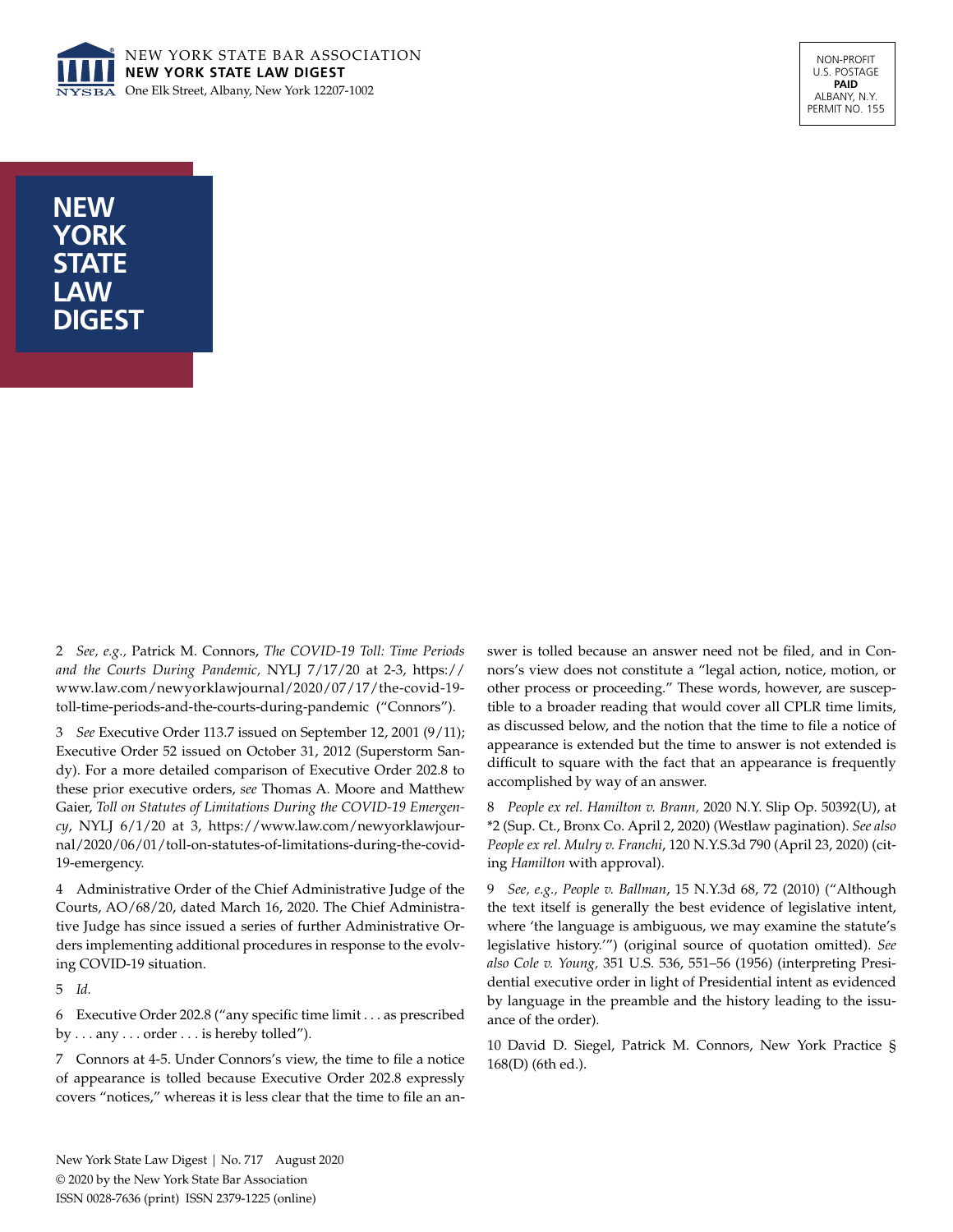NEW YORK STATE BAR ASSOCIATION
**NEW YORK STATE LAW DIGEST**
One Elk Street, Albany, New York 12207-1002

NON-PROFIT
U.S. POSTAGE
**PAID**
ALBANY, N.Y.
PERMIT NO. 155

**NEW YORK STATE LAW DIGEST**

2 *See, e.g.,* Patrick M. Connors, *The COVID-19 Toll: Time Periods and the Courts During Pandemic,* NYLJ 7/17/20 at 2-3, https://www.law.com/newyorklawjournal/2020/07/17/the-covid-19-toll-time-periods-and-the-courts-during-pandemic ("Connors").

3 *See* Executive Order 113.7 issued on September 12, 2001 (9/11); Executive Order 52 issued on October 31, 2012 (Superstorm Sandy). For a more detailed comparison of Executive Order 202.8 to these prior executive orders, *see* Thomas A. Moore and Matthew Gaier, *Toll on Statutes of Limitations During the COVID-19 Emergency*, NYLJ 6/1/20 at 3, https://www.law.com/newyorklawjournal/2020/06/01/toll-on-statutes-of-limitations-during-the-covid-19-emergency.

4 Administrative Order of the Chief Administrative Judge of the Courts, AO/68/20, dated March 16, 2020. The Chief Administrative Judge has since issued a series of further Administrative Orders implementing additional procedures in response to the evolving COVID-19 situation.

5 *Id.*

6 Executive Order 202.8 ("any specific time limit . . . as prescribed by . . . any . . . order . . . is hereby tolled").

7 Connors at 4-5. Under Connors's view, the time to file a notice of appearance is tolled because Executive Order 202.8 expressly covers "notices," whereas it is less clear that the time to file an answer is tolled because an answer need not be filed, and in Connors's view does not constitute a "legal action, notice, motion, or other process or proceeding." These words, however, are susceptible to a broader reading that would cover all CPLR time limits, as discussed below, and the notion that the time to file a notice of appearance is extended but the time to answer is not extended is difficult to square with the fact that an appearance is frequently accomplished by way of an answer.

8 *People ex rel. Hamilton v. Brann,* 2020 N.Y. Slip Op. 50392(U), at *2 (Sup. Ct., Bronx Co. April 2, 2020) (Westlaw pagination). *See also People ex rel. Mulry v. Franchi*, 120 N.Y.S.3d 790 (April 23, 2020) (citing *Hamilton* with approval).

9 *See, e.g., People v. Ballman*, 15 N.Y.3d 68, 72 (2010) ("Although the text itself is generally the best evidence of legislative intent, where 'the language is ambiguous, we may examine the statute's legislative history.'") (original source of quotation omitted). *See also Cole v. Young,* 351 U.S. 536, 551–56 (1956) (interpreting Presidential executive order in light of Presidential intent as evidenced by language in the preamble and the history leading to the issuance of the order).

10 David D. Siegel, Patrick M. Connors, New York Practice § 168(D) (6th ed.).

New York State Law Digest | No. 717 August 2020
© 2020 by the New York State Bar Association
ISSN 0028-7636 (print) ISSN 2379-1225 (online)